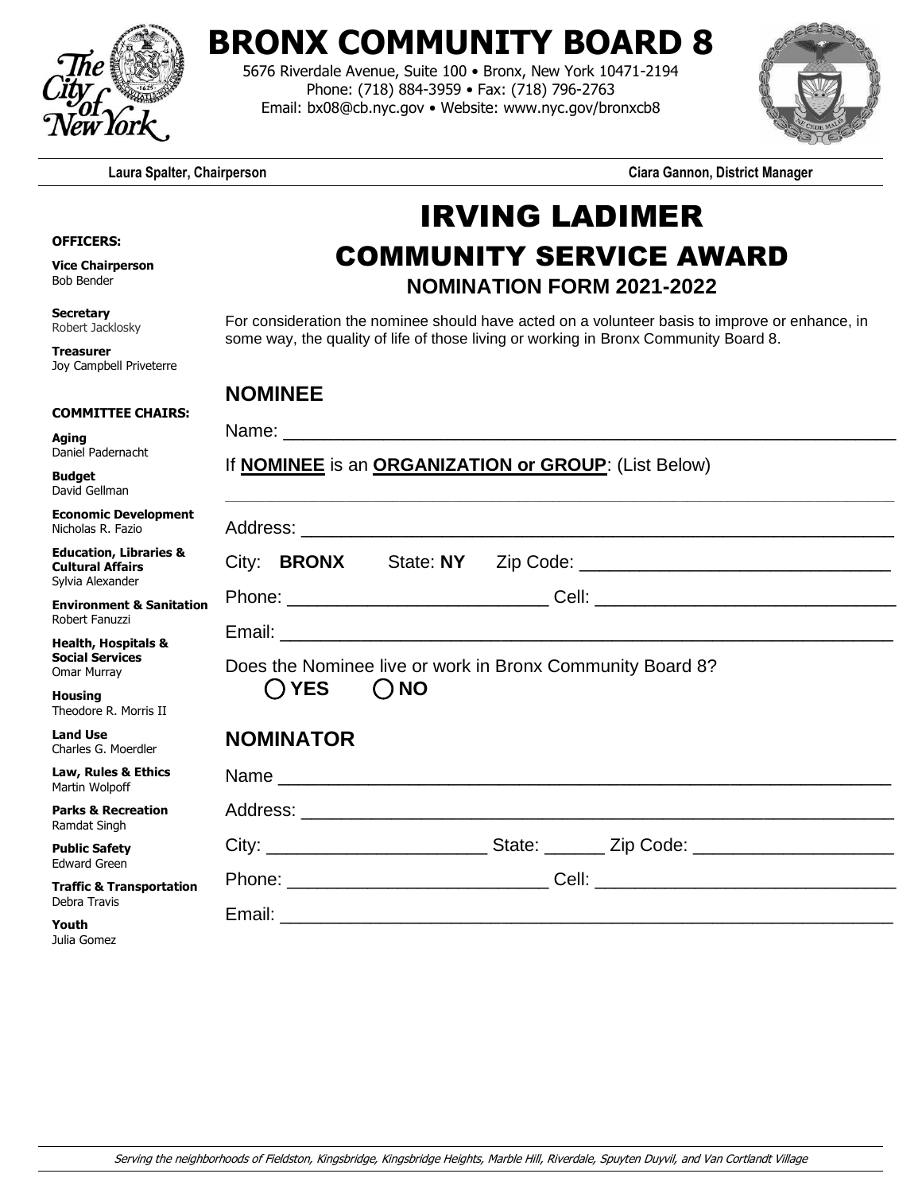# BRONX COMMUNITY BOARD 8

5676 Riverdale Avenue, Suite 100 • Bronx, New York 10471-2194
Phone: (718) 884-3959 • Fax: (718) 796-2763
Email: bx08@cb.nyc.gov • Website: www.nyc.gov/bronxcb8

**Laura Spalter, Chairperson** — **Ciara Gannon, District Manager**

**OFFICERS:**

**Vice Chairperson**
Bob Bender

**Secretary**
Robert Jacklosky

**Treasurer**
Joy Campbell Priveterre

**COMMITTEE CHAIRS:**

**Aging**
Daniel Padernacht

**Budget**
David Gellman

**Economic Development**
Nicholas R. Fazio

**Education, Libraries & Cultural Affairs**
Sylvia Alexander

**Environment & Sanitation**
Robert Fanuzzi

**Health, Hospitals & Social Services**
Omar Murray

**Housing**
Theodore R. Morris II

**Land Use**
Charles G. Moerdler

**Law, Rules & Ethics**
Martin Wolpoff

**Parks & Recreation**
Ramdat Singh

**Public Safety**
Edward Green

**Traffic & Transportation**
Debra Travis

**Youth**
Julia Gomez

# IRVING LADIMER
## COMMUNITY SERVICE AWARD
### NOMINATION FORM 2021-2022

For consideration the nominee should have acted on a volunteer basis to improve or enhance, in some way, the quality of life of those living or working in Bronx Community Board 8.

## NOMINEE

Name: ______________________________________________________________

If **NOMINEE** is an **ORGANIZATION or GROUP**: (List Below)

______________________________________________________________

Address: ______________________________________________________________

City: **BRONX** State: **NY** Zip Code: ______________________________

Phone: __________________________ Cell: ______________________________

Email: ______________________________________________________________

Does the Nominee live or work in Bronx Community Board 8?

◯ **YES** ◯ **NO**

## NOMINATOR

Name ______________________________________________________________

Address: ______________________________________________________________

City: ______________________ State: ______ Zip Code: ____________________

Phone: __________________________ Cell: ______________________________

Email: ______________________________________________________________

*Serving the neighborhoods of Fieldston, Kingsbridge, Kingsbridge Heights, Marble Hill, Riverdale, Spuyten Duyvil, and Van Cortlandt Village*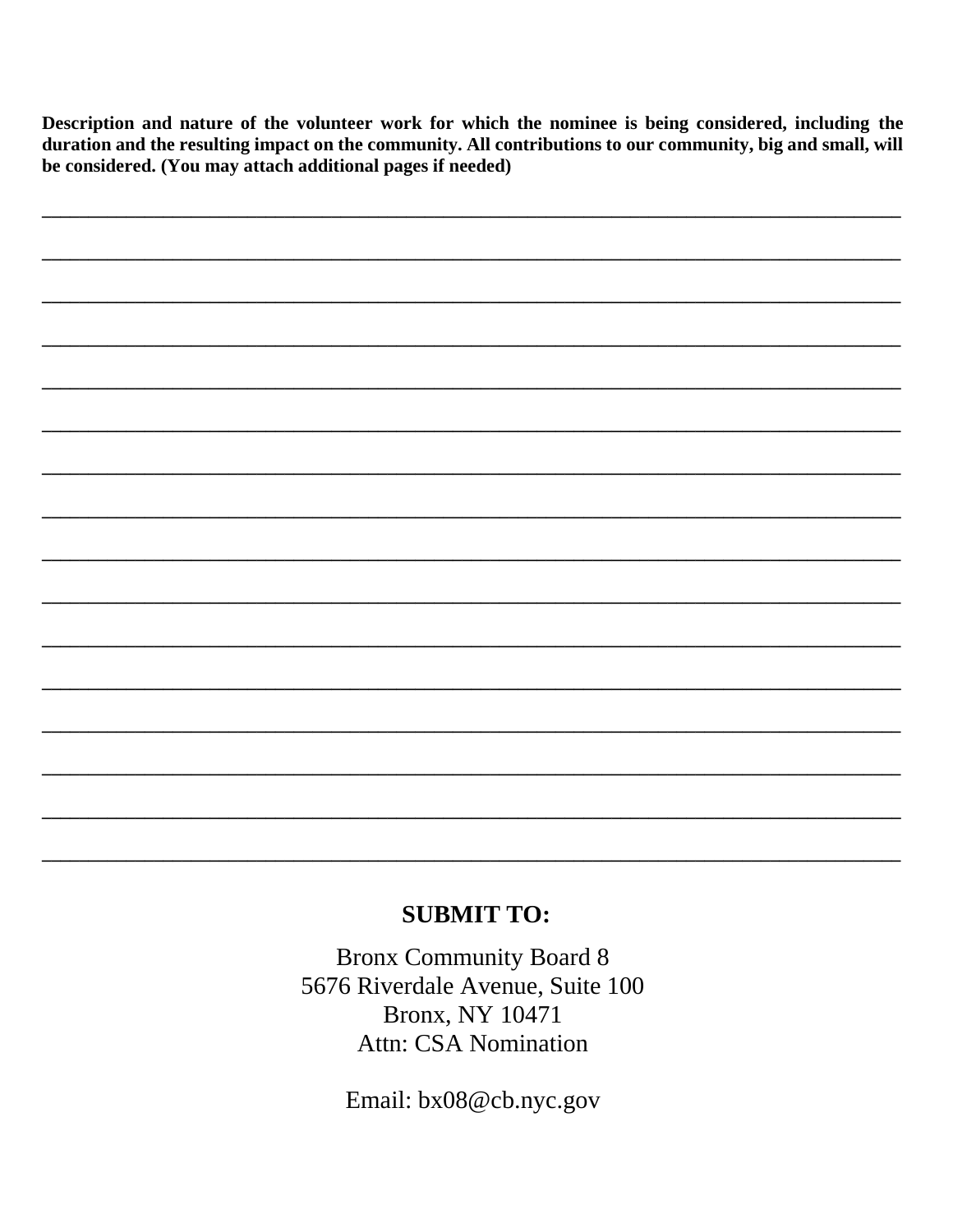**Description and nature of the volunteer work for which the nominee is being considered, including the duration and the resulting impact on the community. All contributions to our community, big and small, will be considered. (You may attach additional pages if needed)**

________________________________________________________________________________

________________________________________________________________________________

________________________________________________________________________________

________________________________________________________________________________

________________________________________________________________________________

________________________________________________________________________________

________________________________________________________________________________

________________________________________________________________________________

________________________________________________________________________________

________________________________________________________________________________

________________________________________________________________________________

________________________________________________________________________________

________________________________________________________________________________

________________________________________________________________________________

________________________________________________________________________________

________________________________________________________________________________

## SUBMIT TO:

Bronx Community Board 8
5676 Riverdale Avenue, Suite 100
Bronx, NY 10471
Attn: CSA Nomination

Email: bx08@cb.nyc.gov